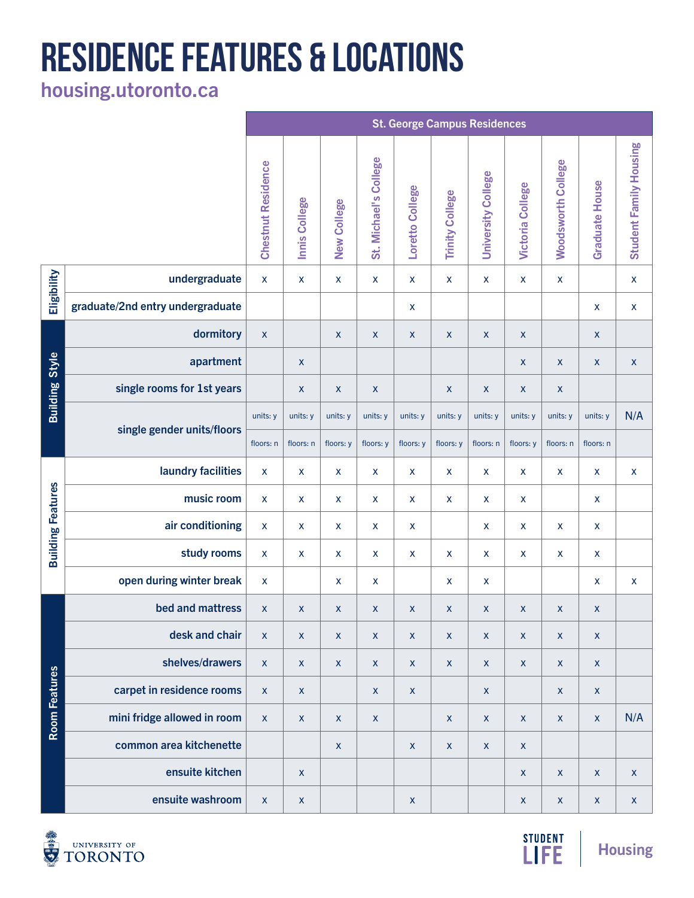# RESIDENCE FEATURES & LOCATIONS

**housing.utoronto.ca**

| | | St. George Campus Residences | | | | | | | | | | |
|---|---|---|---|---|---|---|---|---|---|---|---|---|
| | | Chestnut Residence | Innis College | New College | St. Michael's College | Loretto College | Trinity College | University College | Victoria College | Woodsworth College | Graduate House | Student Family Housing |
| Eligibility | undergraduate | x | x | x | x | x | x | x | x | x | | x |
| | graduate/2nd entry undergraduate | | | | | x | | | | | x | x |
| Building Style | dormitory | x | | x | x | x | x | x | x | | x | |
| | apartment | | x | | | | | | x | x | x | x |
| | single rooms for 1st years | | x | x | x | | x | x | x | x | | |
| | single gender units/floors | units: y<br>floors: n | units: y<br>floors: n | units: y<br>floors: y | units: y<br>floors: y | units: y<br>floors: y | units: y<br>floors: y | units: y<br>floors: n | units: y<br>floors: y | units: y<br>floors: n | units: y<br>floors: n | N/A |
| Building Features | laundry facilities | x | x | x | x | x | x | x | x | x | x | x |
| | music room | x | x | x | x | x | x | x | x | | x | |
| | air conditioning | x | x | x | x | x | | x | x | x | x | |
| | study rooms | x | x | x | x | x | x | x | x | x | x | |
| | open during winter break | x | | x | x | | x | x | | | x | x |
| Room Features | bed and mattress | x | x | x | x | x | x | x | x | x | x | |
| | desk and chair | x | x | x | x | x | x | x | x | x | x | |
| | shelves/drawers | x | x | x | x | x | x | x | x | x | x | |
| | carpet in residence rooms | x | x | | x | x | | x | | x | x | |
| | mini fridge allowed in room | x | x | x | x | | x | x | x | x | x | N/A |
| | common area kitchenette | | | x | | x | x | x | x | | | |
| | ensuite kitchen | | x | | | | | | x | x | x | x |
| | ensuite washroom | x | x | | | x | | | x | x | x | x |

UNIVERSITY OF TORONTO

STUDENT LIFE | Housing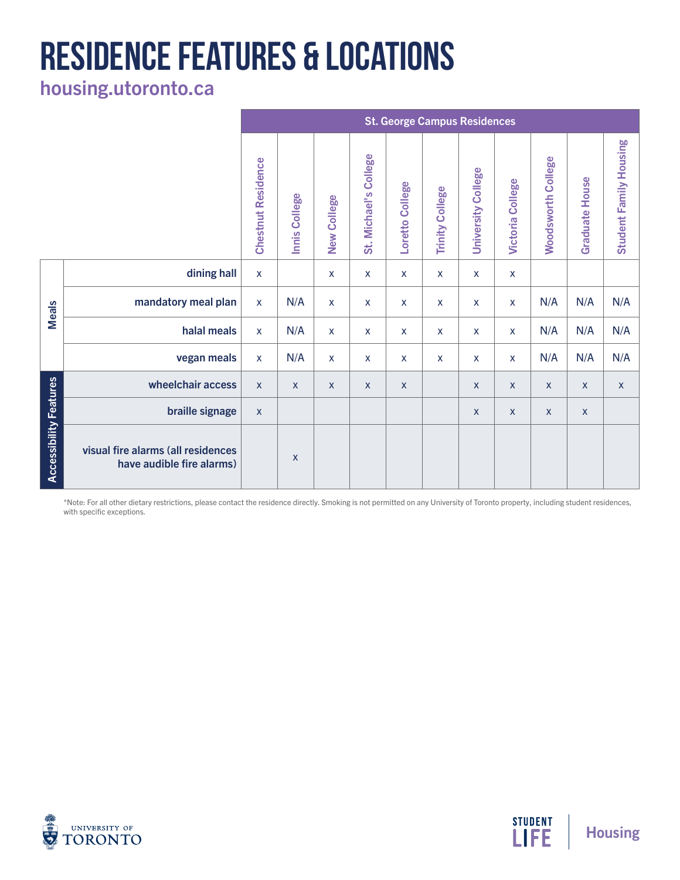# RESIDENCE FEATURES & LOCATIONS

## housing.utoronto.ca

| | | St. George Campus Residences | | | | | | | | | | |
|---|---|---|---|---|---|---|---|---|---|---|---|---|
| | | Chestnut Residence | Innis College | New College | St. Michael's College | Loretto College | Trinity College | University College | Victoria College | Woodsworth College | Graduate House | Student Family Housing |
| Meals | dining hall | x | | x | x | x | x | x | x | | | |
| | mandatory meal plan | x | N/A | x | x | x | x | x | x | N/A | N/A | N/A |
| | halal meals | x | N/A | x | x | x | x | x | x | N/A | N/A | N/A |
| | vegan meals | x | N/A | x | x | x | x | x | x | N/A | N/A | N/A |
| Accessibility Features | wheelchair access | x | x | x | x | x | | x | x | x | x | x |
| | braille signage | x | | | | | | x | x | x | x | |
| | visual fire alarms (all residences have audible fire alarms) | | x | | | | | | | | | |

*Note: For all other dietary restrictions, please contact the residence directly. Smoking is not permitted on any University of Toronto property, including student residences, with specific exceptions.

UNIVERSITY OF TORONTO

STUDENT LIFE | Housing